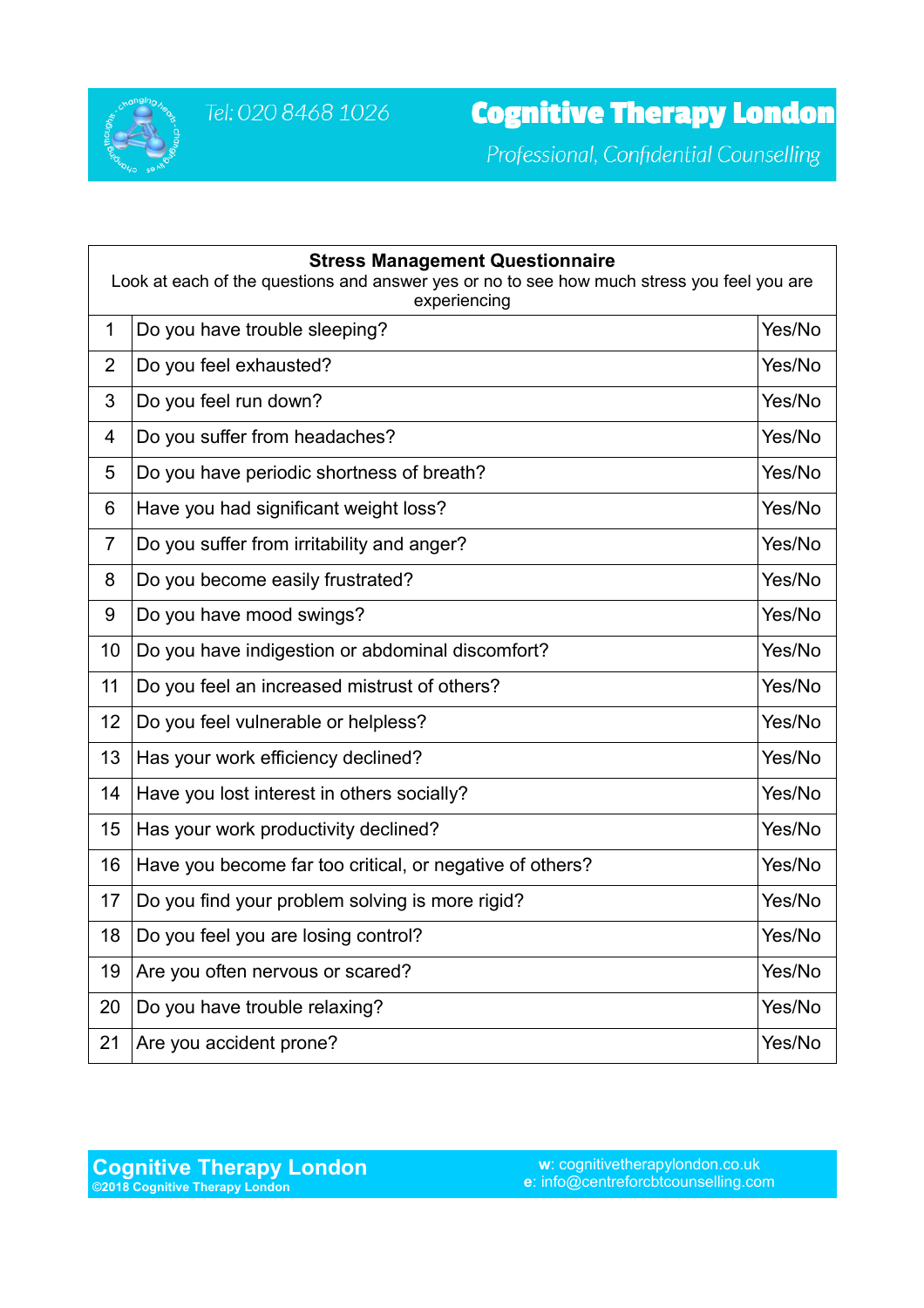Tel: 020 8468 1026

# Cognitive Therapy London

*Professional, Confidential Counselling*

| Stress Management Questionnaire<br>Look at each of the questions and answer yes or no to see how much stress you feel you are experiencing | | |
|---|---|---|
| 1 | Do you have trouble sleeping? | Yes/No |
| 2 | Do you feel exhausted? | Yes/No |
| 3 | Do you feel run down? | Yes/No |
| 4 | Do you suffer from headaches? | Yes/No |
| 5 | Do you have periodic shortness of breath? | Yes/No |
| 6 | Have you had significant weight loss? | Yes/No |
| 7 | Do you suffer from irritability and anger? | Yes/No |
| 8 | Do you become easily frustrated? | Yes/No |
| 9 | Do you have mood swings? | Yes/No |
| 10 | Do you have indigestion or abdominal discomfort? | Yes/No |
| 11 | Do you feel an increased mistrust of others? | Yes/No |
| 12 | Do you feel vulnerable or helpless? | Yes/No |
| 13 | Has your work efficiency declined? | Yes/No |
| 14 | Have you lost interest in others socially? | Yes/No |
| 15 | Has your work productivity declined? | Yes/No |
| 16 | Have you become far too critical, or negative of others? | Yes/No |
| 17 | Do you find your problem solving is more rigid? | Yes/No |
| 18 | Do you feel you are losing control? | Yes/No |
| 19 | Are you often nervous or scared? | Yes/No |
| 20 | Do you have trouble relaxing? | Yes/No |
| 21 | Are you accident prone? | Yes/No |

**Cognitive Therapy London**
**©2018 Cognitive Therapy London**

**w**: cognitivetherapylondon.co.uk
**e**: info@centreforcbtcounselling.com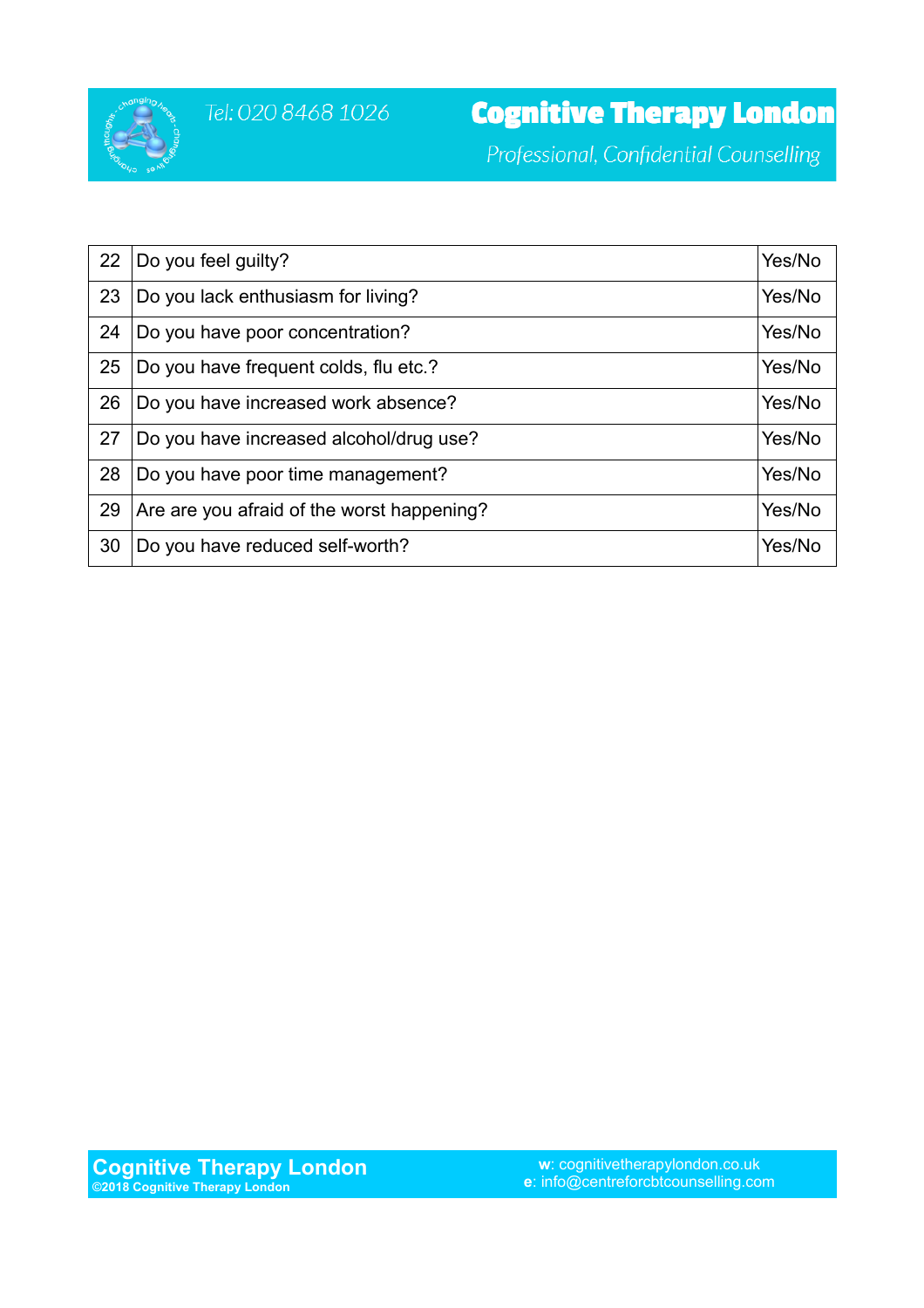| | | |
|---|---|---|
| 22 | Do you feel guilty? | Yes/No |
| 23 | Do you lack enthusiasm for living? | Yes/No |
| 24 | Do you have poor concentration? | Yes/No |
| 25 | Do you have frequent colds, flu etc.? | Yes/No |
| 26 | Do you have increased work absence? | Yes/No |
| 27 | Do you have increased alcohol/drug use? | Yes/No |
| 28 | Do you have poor time management? | Yes/No |
| 29 | Are are you afraid of the worst happening? | Yes/No |
| 30 | Do you have reduced self-worth? | Yes/No |